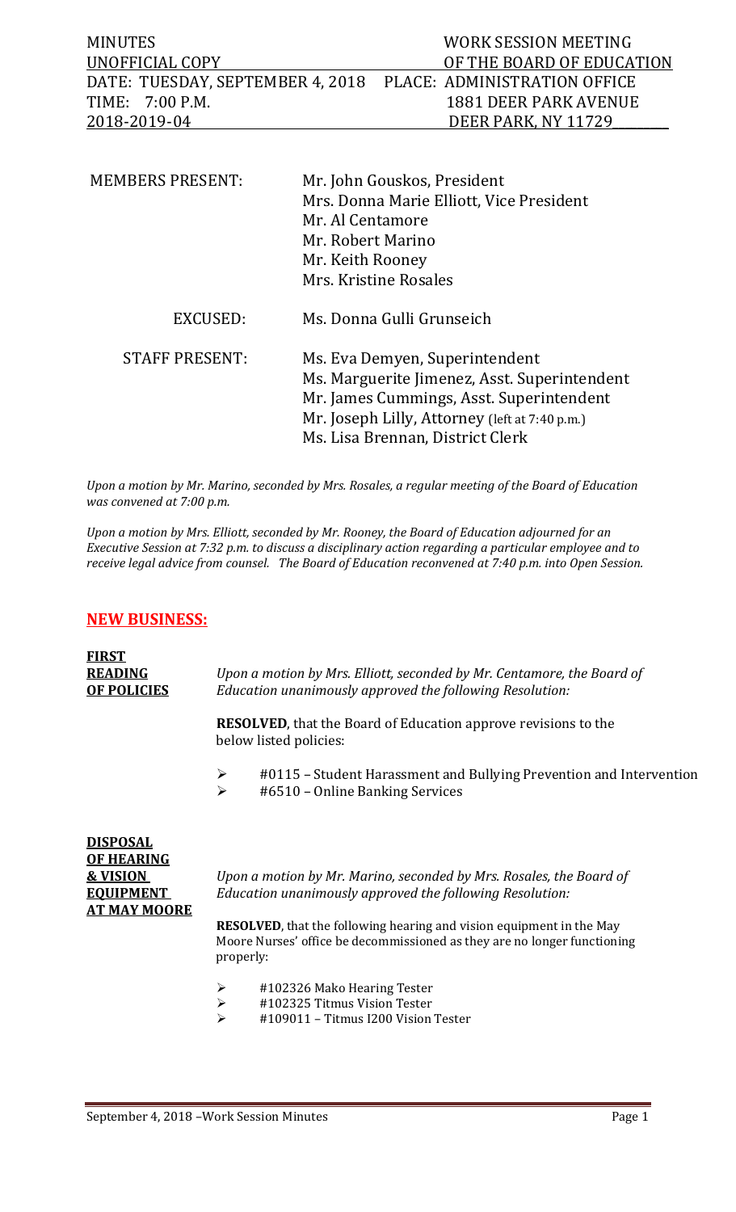| MINUTES | WORK SESSION MEETING |
| --- | --- |
| UNOFFICIAL COPY | OF THE BOARD OF EDUCATION |
| DATE: TUESDAY, SEPTEMBER 4, 2018 | PLACE: ADMINISTRATION OFFICE |
| TIME: 7:00 P.M. | 1881 DEER PARK AVENUE |
| 2018-2019-04 | DEER PARK, NY 11729 |

| | |
| --- | --- |
| MEMBERS PRESENT: | Mr. John Gouskos, President<br>Mrs. Donna Marie Elliott, Vice President<br>Mr. Al Centamore<br>Mr. Robert Marino<br>Mr. Keith Rooney<br>Mrs. Kristine Rosales |
| EXCUSED: | Ms. Donna Gulli Grunseich |
| STAFF PRESENT: | Ms. Eva Demyen, Superintendent<br>Ms. Marguerite Jimenez, Asst. Superintendent<br>Mr. James Cummings, Asst. Superintendent<br>Mr. Joseph Lilly, Attorney (left at 7:40 p.m.)<br>Ms. Lisa Brennan, District Clerk |

*Upon a motion by Mr. Marino, seconded by Mrs. Rosales, a regular meeting of the Board of Education was convened at 7:00 p.m.*

*Upon a motion by Mrs. Elliott, seconded by Mr. Rooney, the Board of Education adjourned for an Executive Session at 7:32 p.m. to discuss a disciplinary action regarding a particular employee and to receive legal advice from counsel. The Board of Education reconvened at 7:40 p.m. into Open Session.*

## NEW BUSINESS:

**FIRST READING OF POLICIES**

*Upon a motion by Mrs. Elliott, seconded by Mr. Centamore, the Board of Education unanimously approved the following Resolution:*

**RESOLVED**, that the Board of Education approve revisions to the below listed policies:

- #0115 – Student Harassment and Bullying Prevention and Intervention
- #6510 – Online Banking Services

**DISPOSAL OF HEARING & VISION EQUIPMENT AT MAY MOORE**

*Upon a motion by Mr. Marino, seconded by Mrs. Rosales, the Board of Education unanimously approved the following Resolution:*

**RESOLVED**, that the following hearing and vision equipment in the May Moore Nurses' office be decommissioned as they are no longer functioning properly:

- #102326 Mako Hearing Tester
- #102325 Titmus Vision Tester
- #109011 – Titmus I200 Vision Tester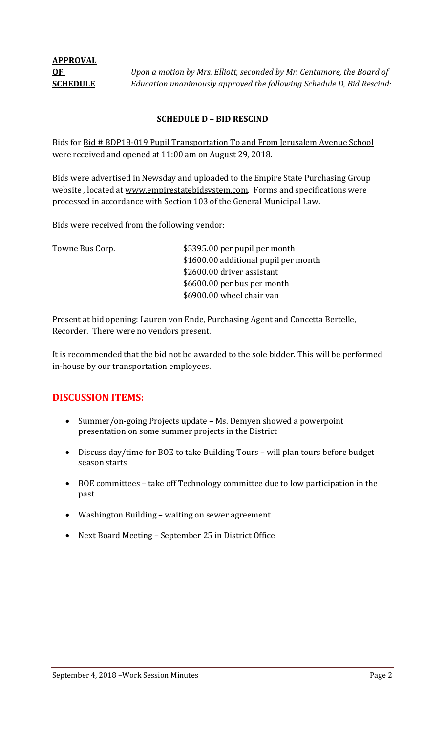**APPROVAL OF SCHEDULE**

*Upon a motion by Mrs. Elliott, seconded by Mr. Centamore, the Board of Education unanimously approved the following Schedule D, Bid Rescind:*

**SCHEDULE D – BID RESCIND**

Bids for Bid # BDP18-019 Pupil Transportation To and From Jerusalem Avenue School were received and opened at 11:00 am on August 29, 2018.

Bids were advertised in Newsday and uploaded to the Empire State Purchasing Group website , located at www.empirestatebidsystem.com. Forms and specifications were processed in accordance with Section 103 of the General Municipal Law.

Bids were received from the following vendor:

| | |
|---|---|
| Towne Bus Corp. | $5395.00 per pupil per month |
| | $1600.00 additional pupil per month |
| | $2600.00 driver assistant |
| | $6600.00 per bus per month |
| | $6900.00 wheel chair van |

Present at bid opening: Lauren von Ende, Purchasing Agent and Concetta Bertelle, Recorder. There were no vendors present.

It is recommended that the bid not be awarded to the sole bidder. This will be performed in-house by our transportation employees.

## DISCUSSION ITEMS:

- Summer/on-going Projects update – Ms. Demyen showed a powerpoint presentation on some summer projects in the District
- Discuss day/time for BOE to take Building Tours – will plan tours before budget season starts
- BOE committees – take off Technology committee due to low participation in the past
- Washington Building – waiting on sewer agreement
- Next Board Meeting – September 25 in District Office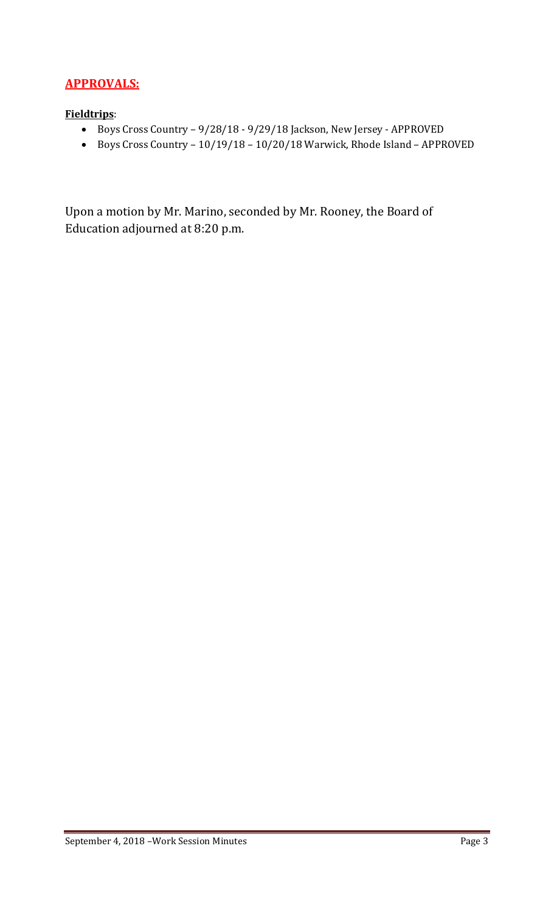## APPROVALS:

**Fieldtrips**:

- Boys Cross Country – 9/28/18 - 9/29/18 Jackson, New Jersey - APPROVED
- Boys Cross Country – 10/19/18 – 10/20/18 Warwick, Rhode Island – APPROVED

Upon a motion by Mr. Marino, seconded by Mr. Rooney, the Board of Education adjourned at 8:20 p.m.